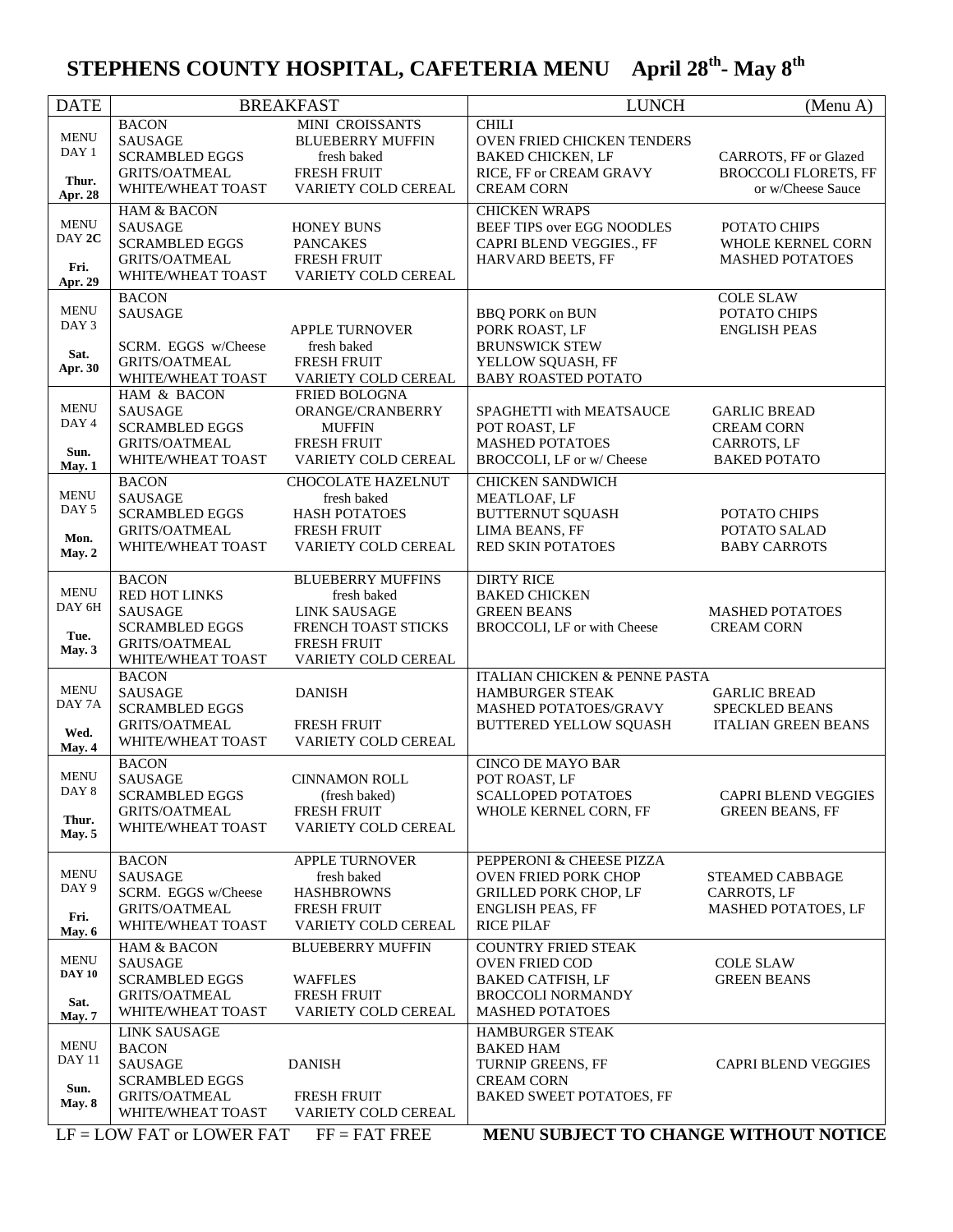# STEPHENS COUNTY HOSPITAL, CAFETERIA MENU April 28th- May 8th

| DATE | BREAKFAST | | LUNCH | (Menu A) |
|---|---|---|---|---|
| MENU DAY 1<br>**Thur. Apr. 28** | BACON<br>SAUSAGE<br>SCRAMBLED EGGS<br>GRITS/OATMEAL<br>WHITE/WHEAT TOAST | MINI CROISSANTS<br>BLUEBERRY MUFFIN<br>fresh baked<br>FRESH FRUIT<br>VARIETY COLD CEREAL | CHILI<br>OVEN FRIED CHICKEN TENDERS<br>BAKED CHICKEN, LF<br>RICE, FF or CREAM GRAVY<br>CREAM CORN | CARROTS, FF or Glazed<br>BROCCOLI FLORETS, FF<br>or w/Cheese Sauce |
| MENU DAY **2C**<br>**Fri. Apr. 29** | HAM & BACON<br>SAUSAGE<br>SCRAMBLED EGGS<br>GRITS/OATMEAL<br>WHITE/WHEAT TOAST | HONEY BUNS<br>PANCAKES<br>FRESH FRUIT<br>VARIETY COLD CEREAL | CHICKEN WRAPS<br>BEEF TIPS over EGG NOODLES<br>CAPRI BLEND VEGGIES., FF<br>HARVARD BEETS, FF | POTATO CHIPS<br>WHOLE KERNEL CORN<br>MASHED POTATOES |
| MENU DAY 3<br>**Sat. Apr. 30** | BACON<br>SAUSAGE<br>SCRM. EGGS w/Cheese<br>GRITS/OATMEAL<br>WHITE/WHEAT TOAST | APPLE TURNOVER<br>fresh baked<br>FRESH FRUIT<br>VARIETY COLD CEREAL | BBQ PORK on BUN<br>PORK ROAST, LF<br>BRUNSWICK STEW<br>YELLOW SQUASH, FF<br>BABY ROASTED POTATO | COLE SLAW<br>POTATO CHIPS<br>ENGLISH PEAS |
| MENU DAY 4<br>**Sun. May. 1** | HAM & BACON<br>SAUSAGE<br>SCRAMBLED EGGS<br>GRITS/OATMEAL<br>WHITE/WHEAT TOAST | FRIED BOLOGNA<br>ORANGE/CRANBERRY<br>MUFFIN<br>FRESH FRUIT<br>VARIETY COLD CEREAL | SPAGHETTI with MEATSAUCE<br>POT ROAST, LF<br>MASHED POTATOES<br>BROCCOLI, LF or w/ Cheese | GARLIC BREAD<br>CREAM CORN<br>CARROTS, LF<br>BAKED POTATO |
| MENU DAY 5<br>**Mon. May. 2** | BACON<br>SAUSAGE<br>SCRAMBLED EGGS<br>GRITS/OATMEAL<br>WHITE/WHEAT TOAST | CHOCOLATE HAZELNUT<br>fresh baked<br>HASH POTATOES<br>FRESH FRUIT<br>VARIETY COLD CEREAL | CHICKEN SANDWICH<br>MEATLOAF, LF<br>BUTTERNUT SQUASH<br>LIMA BEANS, FF<br>RED SKIN POTATOES | POTATO CHIPS<br>POTATO SALAD<br>BABY CARROTS |
| MENU DAY 6H<br>**Tue. May. 3** | BACON<br>RED HOT LINKS<br>SAUSAGE<br>SCRAMBLED EGGS<br>GRITS/OATMEAL<br>WHITE/WHEAT TOAST | BLUEBERRY MUFFINS<br>fresh baked<br>LINK SAUSAGE<br>FRENCH TOAST STICKS<br>FRESH FRUIT<br>VARIETY COLD CEREAL | DIRTY RICE<br>BAKED CHICKEN<br>GREEN BEANS<br>BROCCOLI, LF or with Cheese | MASHED POTATOES<br>CREAM CORN |
| MENU DAY 7A<br>**Wed. May. 4** | BACON<br>SAUSAGE<br>SCRAMBLED EGGS<br>GRITS/OATMEAL<br>WHITE/WHEAT TOAST | DANISH<br>FRESH FRUIT<br>VARIETY COLD CEREAL | ITALIAN CHICKEN & PENNE PASTA<br>HAMBURGER STEAK<br>MASHED POTATOES/GRAVY<br>BUTTERED YELLOW SQUASH | GARLIC BREAD<br>SPECKLED BEANS<br>ITALIAN GREEN BEANS |
| MENU DAY 8<br>**Thur. May. 5** | BACON<br>SAUSAGE<br>SCRAMBLED EGGS<br>GRITS/OATMEAL<br>WHITE/WHEAT TOAST | CINNAMON ROLL<br>(fresh baked)<br>FRESH FRUIT<br>VARIETY COLD CEREAL | CINCO DE MAYO BAR<br>POT ROAST, LF<br>SCALLOPED POTATOES<br>WHOLE KERNEL CORN, FF | CAPRI BLEND VEGGIES<br>GREEN BEANS, FF |
| MENU DAY 9<br>**Fri. May. 6** | BACON<br>SAUSAGE<br>SCRM. EGGS w/Cheese<br>GRITS/OATMEAL<br>WHITE/WHEAT TOAST | APPLE TURNOVER<br>fresh baked<br>HASHBROWNS<br>FRESH FRUIT<br>VARIETY COLD CEREAL | PEPPERONI & CHEESE PIZZA<br>OVEN FRIED PORK CHOP<br>GRILLED PORK CHOP, LF<br>ENGLISH PEAS, FF<br>RICE PILAF | STEAMED CABBAGE<br>CARROTS, LF<br>MASHED POTATOES, LF |
| MENU **DAY 10**<br>**Sat. May. 7** | HAM & BACON<br>SAUSAGE<br>SCRAMBLED EGGS<br>GRITS/OATMEAL<br>WHITE/WHEAT TOAST | BLUEBERRY MUFFIN<br>WAFFLES<br>FRESH FRUIT<br>VARIETY COLD CEREAL | COUNTRY FRIED STEAK<br>OVEN FRIED COD<br>BAKED CATFISH, LF<br>BROCCOLI NORMANDY<br>MASHED POTATOES | COLE SLAW<br>GREEN BEANS |
| MENU DAY 11<br>**Sun. May. 8** | LINK SAUSAGE<br>BACON<br>SAUSAGE<br>SCRAMBLED EGGS<br>GRITS/OATMEAL<br>WHITE/WHEAT TOAST | DANISH<br>FRESH FRUIT<br>VARIETY COLD CEREAL | HAMBURGER STEAK<br>BAKED HAM<br>TURNIP GREENS, FF<br>CREAM CORN<br>BAKED SWEET POTATOES, FF | CAPRI BLEND VEGGIES |

LF = LOW FAT or LOWER FAT FF = FAT FREE **MENU SUBJECT TO CHANGE WITHOUT NOTICE**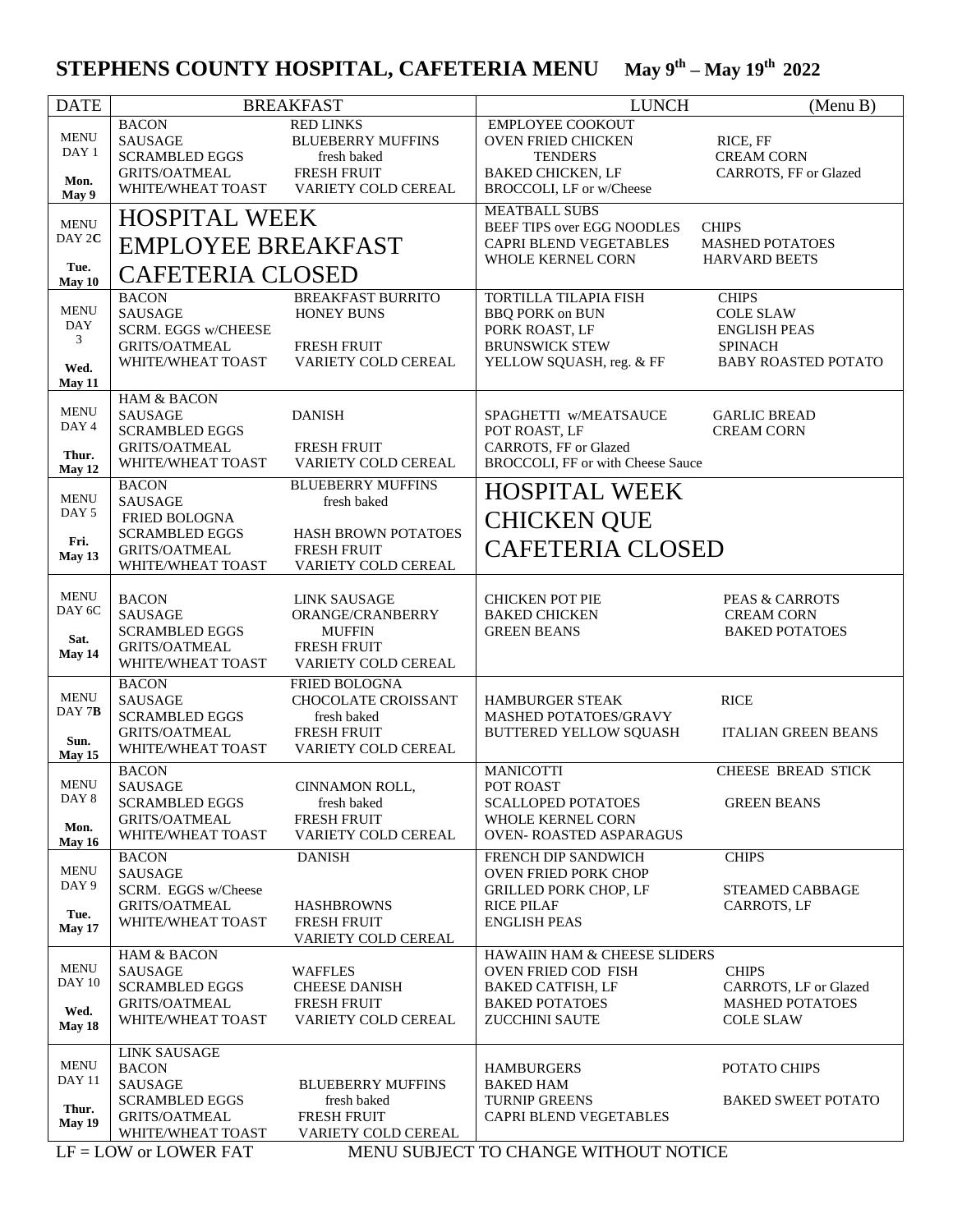# STEPHENS COUNTY HOSPITAL, CAFETERIA MENU May 9th – May 19th 2022

| DATE | BREAKFAST | LUNCH (Menu B) |
|---|---|---|
| MENU DAY 1<br>**Mon. May 9** | BACON<br>SAUSAGE<br>SCRAMBLED EGGS<br>GRITS/OATMEAL<br>WHITE/WHEAT TOAST<br>RED LINKS<br>BLUEBERRY MUFFINS fresh baked<br>FRESH FRUIT<br>VARIETY COLD CEREAL | EMPLOYEE COOKOUT<br>OVEN FRIED CHICKEN TENDERS<br>BAKED CHICKEN, LF<br>BROCCOLI, LF or w/Cheese<br>RICE, FF<br>CREAM CORN<br>CARROTS, FF or Glazed |
| MENU DAY 2**C**<br>**Tue. May 10** | HOSPITAL WEEK<br>EMPLOYEE BREAKFAST<br>CAFETERIA CLOSED | MEATBALL SUBS<br>BEEF TIPS over EGG NOODLES<br>CAPRI BLEND VEGETABLES<br>WHOLE KERNEL CORN<br>CHIPS<br>MASHED POTATOES<br>HARVARD BEETS |
| MENU DAY 3<br>**Wed. May 11** | BACON<br>SAUSAGE<br>SCRM. EGGS w/CHEESE<br>GRITS/OATMEAL<br>WHITE/WHEAT TOAST<br>BREAKFAST BURRITO<br>HONEY BUNS<br>FRESH FRUIT<br>VARIETY COLD CEREAL | TORTILLA TILAPIA FISH<br>BBQ PORK on BUN<br>PORK ROAST, LF<br>BRUNSWICK STEW<br>YELLOW SQUASH, reg. & FF<br>CHIPS<br>COLE SLAW<br>ENGLISH PEAS<br>SPINACH<br>BABY ROASTED POTATO |
| MENU DAY 4<br>**Thur. May 12** | HAM & BACON<br>SAUSAGE<br>SCRAMBLED EGGS<br>GRITS/OATMEAL<br>WHITE/WHEAT TOAST<br>DANISH<br>FRESH FRUIT<br>VARIETY COLD CEREAL | SPAGHETTI w/MEATSAUCE<br>POT ROAST, LF<br>CARROTS, FF or Glazed<br>BROCCOLI, FF or with Cheese Sauce<br>GARLIC BREAD<br>CREAM CORN |
| MENU DAY 5<br>**Fri. May 13** | BACON<br>SAUSAGE<br>FRIED BOLOGNA<br>SCRAMBLED EGGS<br>GRITS/OATMEAL<br>WHITE/WHEAT TOAST<br>BLUEBERRY MUFFINS fresh baked<br>HASH BROWN POTATOES<br>FRESH FRUIT<br>VARIETY COLD CEREAL | HOSPITAL WEEK<br>CHICKEN QUE<br>CAFETERIA CLOSED |
| MENU DAY 6C<br>**Sat. May 14** | BACON<br>SAUSAGE<br>SCRAMBLED EGGS<br>GRITS/OATMEAL<br>WHITE/WHEAT TOAST<br>LINK SAUSAGE<br>ORANGE/CRANBERRY MUFFIN<br>FRESH FRUIT<br>VARIETY COLD CEREAL | CHICKEN POT PIE<br>BAKED CHICKEN<br>GREEN BEANS<br>PEAS & CARROTS<br>CREAM CORN<br>BAKED POTATOES |
| MENU DAY 7**B**<br>**Sun. May 15** | BACON<br>SAUSAGE<br>SCRAMBLED EGGS<br>GRITS/OATMEAL<br>WHITE/WHEAT TOAST<br>FRIED BOLOGNA<br>CHOCOLATE CROISSANT fresh baked<br>FRESH FRUIT<br>VARIETY COLD CEREAL | HAMBURGER STEAK<br>MASHED POTATOES/GRAVY<br>BUTTERED YELLOW SQUASH<br>RICE<br>ITALIAN GREEN BEANS |
| MENU DAY 8<br>**Mon. May 16** | BACON<br>SAUSAGE<br>SCRAMBLED EGGS<br>GRITS/OATMEAL<br>WHITE/WHEAT TOAST<br>CINNAMON ROLL, fresh baked<br>FRESH FRUIT<br>VARIETY COLD CEREAL | MANICOTTI<br>POT ROAST<br>SCALLOPED POTATOES<br>WHOLE KERNEL CORN<br>OVEN- ROASTED ASPARAGUS<br>CHEESE BREAD STICK<br>GREEN BEANS |
| MENU DAY 9<br>**Tue. May 17** | BACON<br>SAUSAGE<br>SCRM. EGGS w/Cheese<br>GRITS/OATMEAL<br>WHITE/WHEAT TOAST<br>DANISH<br>HASHBROWNS<br>FRESH FRUIT<br>VARIETY COLD CEREAL | FRENCH DIP SANDWICH<br>OVEN FRIED PORK CHOP<br>GRILLED PORK CHOP, LF<br>RICE PILAF<br>ENGLISH PEAS<br>CHIPS<br>STEAMED CABBAGE<br>CARROTS, LF |
| MENU DAY 10<br>**Wed. May 18** | HAM & BACON<br>SAUSAGE<br>SCRAMBLED EGGS<br>GRITS/OATMEAL<br>WHITE/WHEAT TOAST<br>WAFFLES<br>CHEESE DANISH<br>FRESH FRUIT<br>VARIETY COLD CEREAL | HAWAIIN HAM & CHEESE SLIDERS<br>OVEN FRIED COD FISH<br>BAKED CATFISH, LF<br>BAKED POTATOES<br>ZUCCHINI SAUTE<br>CHIPS<br>CARROTS, LF or Glazed<br>MASHED POTATOES<br>COLE SLAW |
| MENU DAY 11<br>**Thur. May 19** | LINK SAUSAGE<br>BACON<br>SAUSAGE<br>SCRAMBLED EGGS<br>GRITS/OATMEAL<br>WHITE/WHEAT TOAST<br>BLUEBERRY MUFFINS fresh baked<br>FRESH FRUIT<br>VARIETY COLD CEREAL | HAMBURGERS<br>BAKED HAM<br>TURNIP GREENS<br>CAPRI BLEND VEGETABLES<br>POTATO CHIPS<br>BAKED SWEET POTATO |

LF = LOW or LOWER FAT MENU SUBJECT TO CHANGE WITHOUT NOTICE